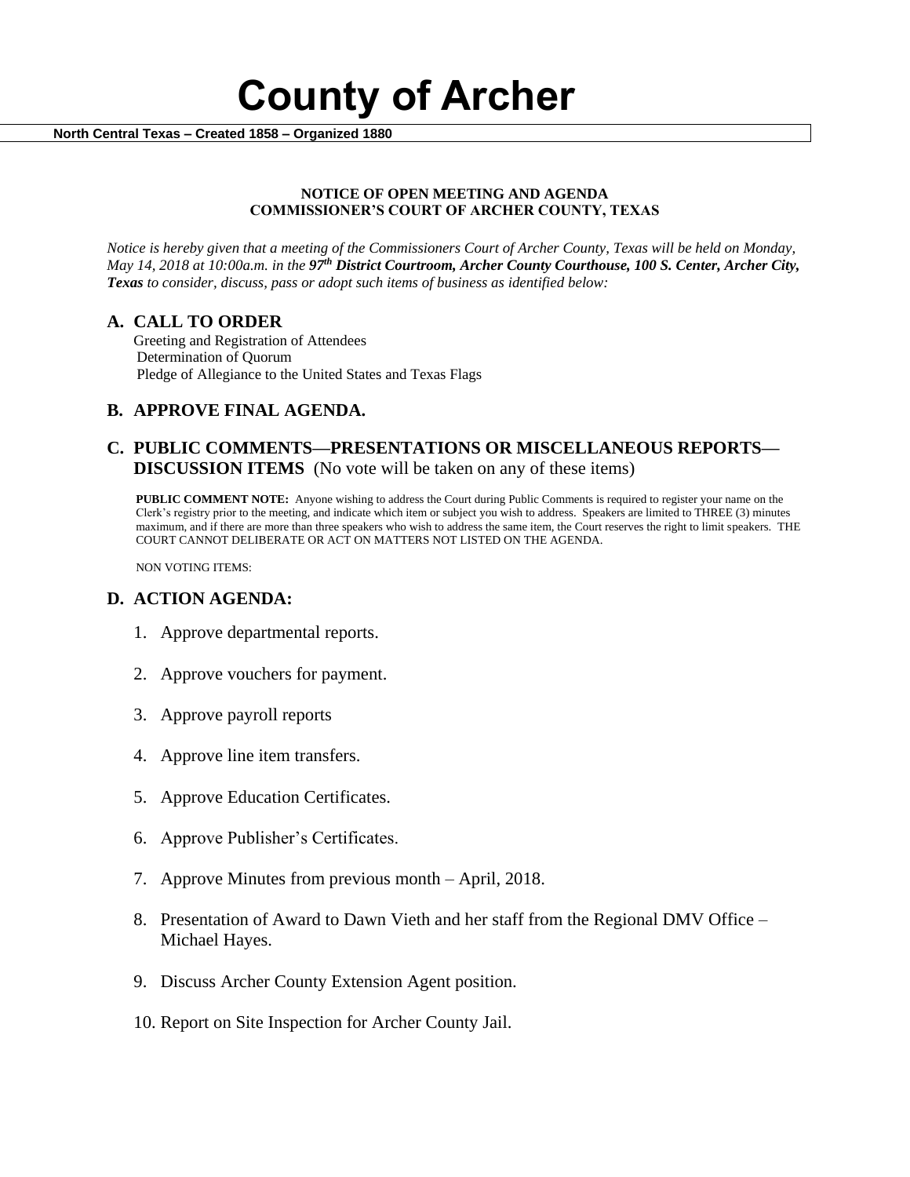# County of Archer

**North Central Texas – Created 1858 – Organized 1880**

**NOTICE OF OPEN MEETING AND AGENDA**
**COMMISSIONER'S COURT OF ARCHER COUNTY, TEXAS**

*Notice is hereby given that a meeting of the Commissioners Court of Archer County, Texas will be held on Monday, May 14, 2018 at 10:00a.m. in the* ***97th District Courtroom, Archer County Courthouse, 100 S. Center, Archer City, Texas*** *to consider, discuss, pass or adopt such items of business as identified below:*

## A. CALL TO ORDER

Greeting and Registration of Attendees
Determination of Quorum
Pledge of Allegiance to the United States and Texas Flags

## B. APPROVE FINAL AGENDA.

## C. PUBLIC COMMENTS—PRESENTATIONS OR MISCELLANEOUS REPORTS—DISCUSSION ITEMS (No vote will be taken on any of these items)

**PUBLIC COMMENT NOTE:** Anyone wishing to address the Court during Public Comments is required to register your name on the Clerk's registry prior to the meeting, and indicate which item or subject you wish to address. Speakers are limited to THREE (3) minutes maximum, and if there are more than three speakers who wish to address the same item, the Court reserves the right to limit speakers. THE COURT CANNOT DELIBERATE OR ACT ON MATTERS NOT LISTED ON THE AGENDA.

NON VOTING ITEMS:

## D. ACTION AGENDA:

1. Approve departmental reports.
2. Approve vouchers for payment.
3. Approve payroll reports
4. Approve line item transfers.
5. Approve Education Certificates.
6. Approve Publisher's Certificates.
7. Approve Minutes from previous month – April, 2018.
8. Presentation of Award to Dawn Vieth and her staff from the Regional DMV Office – Michael Hayes.
9. Discuss Archer County Extension Agent position.
10. Report on Site Inspection for Archer County Jail.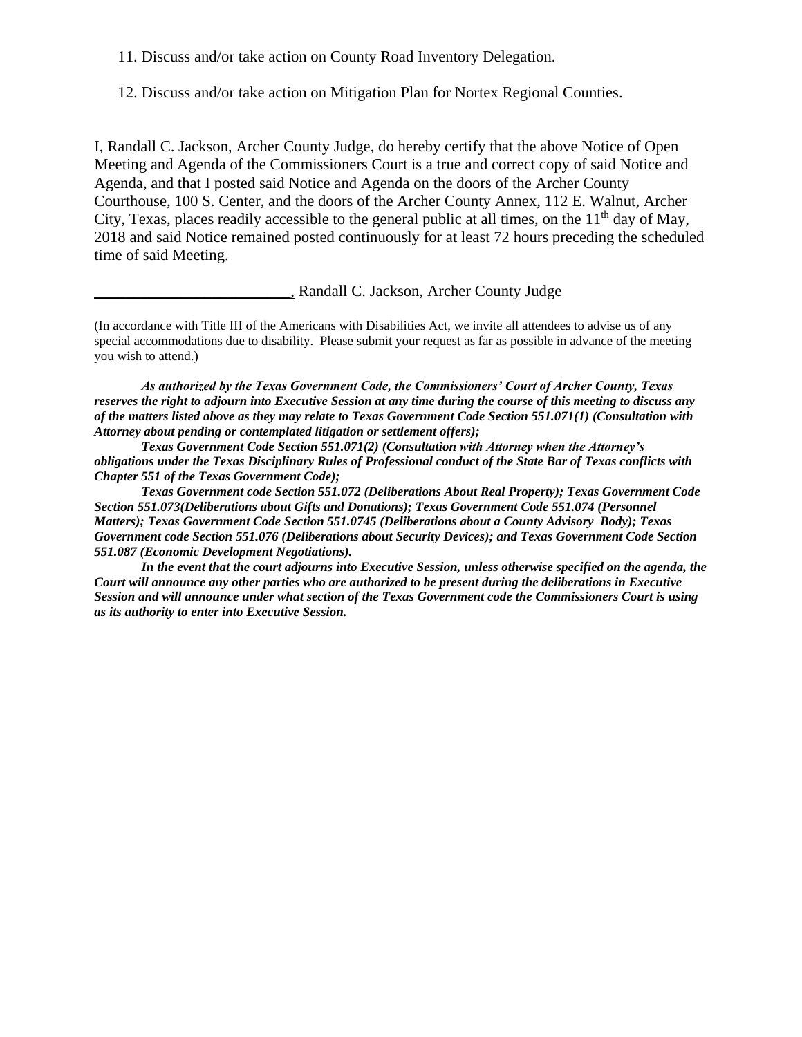11. Discuss and/or take action on County Road Inventory Delegation.

12. Discuss and/or take action on Mitigation Plan for Nortex Regional Counties.

I, Randall C. Jackson, Archer County Judge, do hereby certify that the above Notice of Open Meeting and Agenda of the Commissioners Court is a true and correct copy of said Notice and Agenda, and that I posted said Notice and Agenda on the doors of the Archer County Courthouse, 100 S. Center, and the doors of the Archer County Annex, 112 E. Walnut, Archer City, Texas, places readily accessible to the general public at all times, on the 11th day of May, 2018 and said Notice remained posted continuously for at least 72 hours preceding the scheduled time of said Meeting.

__________________________, Randall C. Jackson, Archer County Judge

(In accordance with Title III of the Americans with Disabilities Act, we invite all attendees to advise us of any special accommodations due to disability. Please submit your request as far as possible in advance of the meeting you wish to attend.)

***As authorized by the Texas Government Code, the Commissioners' Court of Archer County, Texas reserves the right to adjourn into Executive Session at any time during the course of this meeting to discuss any of the matters listed above as they may relate to Texas Government Code Section 551.071(1) (Consultation with Attorney about pending or contemplated litigation or settlement offers);***

***Texas Government Code Section 551.071(2) (Consultation with Attorney when the Attorney's obligations under the Texas Disciplinary Rules of Professional conduct of the State Bar of Texas conflicts with Chapter 551 of the Texas Government Code);***

***Texas Government code Section 551.072 (Deliberations About Real Property); Texas Government Code Section 551.073(Deliberations about Gifts and Donations); Texas Government Code 551.074 (Personnel Matters); Texas Government Code Section 551.0745 (Deliberations about a County Advisory Body); Texas Government code Section 551.076 (Deliberations about Security Devices); and Texas Government Code Section 551.087 (Economic Development Negotiations).***

***In the event that the court adjourns into Executive Session, unless otherwise specified on the agenda, the Court will announce any other parties who are authorized to be present during the deliberations in Executive Session and will announce under what section of the Texas Government code the Commissioners Court is using as its authority to enter into Executive Session.***